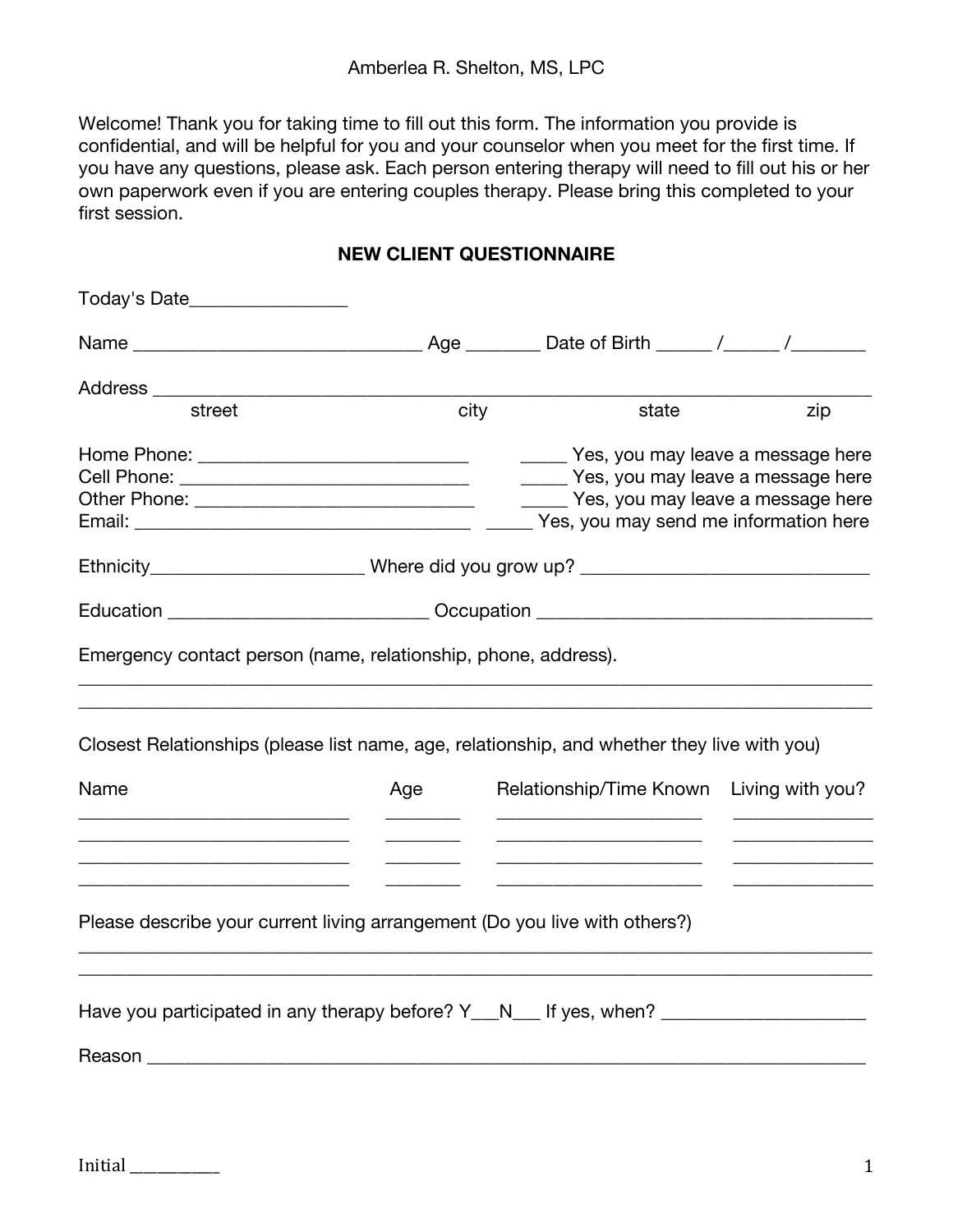Amberlea R. Shelton, MS, LPC

Welcome! Thank you for taking time to fill out this form. The information you provide is confidential, and will be helpful for you and your counselor when you meet for the first time. If you have any questions, please ask. Each person entering therapy will need to fill out his or her own paperwork even if you are entering couples therapy. Please bring this completed to your first session.

## NEW CLIENT QUESTIONNAIRE

Today's Date________________

Name _____________________________ Age _______ Date of Birth _____ /_____ /_______

Address _____________________________________________________________________________
street city state zip

Home Phone: ___________________________ _____ Yes, you may leave a message here
Cell Phone: _____________________________ _____ Yes, you may leave a message here
Other Phone: ____________________________ _____ Yes, you may leave a message here
Email: ___________________________________ _____ Yes, you may send me information here

Ethnicity_____________________ Where did you grow up? _____________________________

Education __________________________ Occupation __________________________________

Emergency contact person (name, relationship, phone, address).
_____________________________________________________________________________
_____________________________________________________________________________

Closest Relationships (please list name, age, relationship, and whether they live with you)

| Name | Age | Relationship/Time Known | Living with you? |
|---|---|---|---|
| ___________________________ | _______ | ____________________ | ____________ |
| ___________________________ | _______ | ____________________ | ____________ |
| ___________________________ | _______ | ____________________ | ____________ |
| ___________________________ | _______ | ____________________ | ____________ |

Please describe your current living arrangement (Do you live with others?)
_____________________________________________________________________________
_____________________________________________________________________________

Have you participated in any therapy before? Y___N___ If yes, when? ____________________

Reason ______________________________________________________________________

Initial __________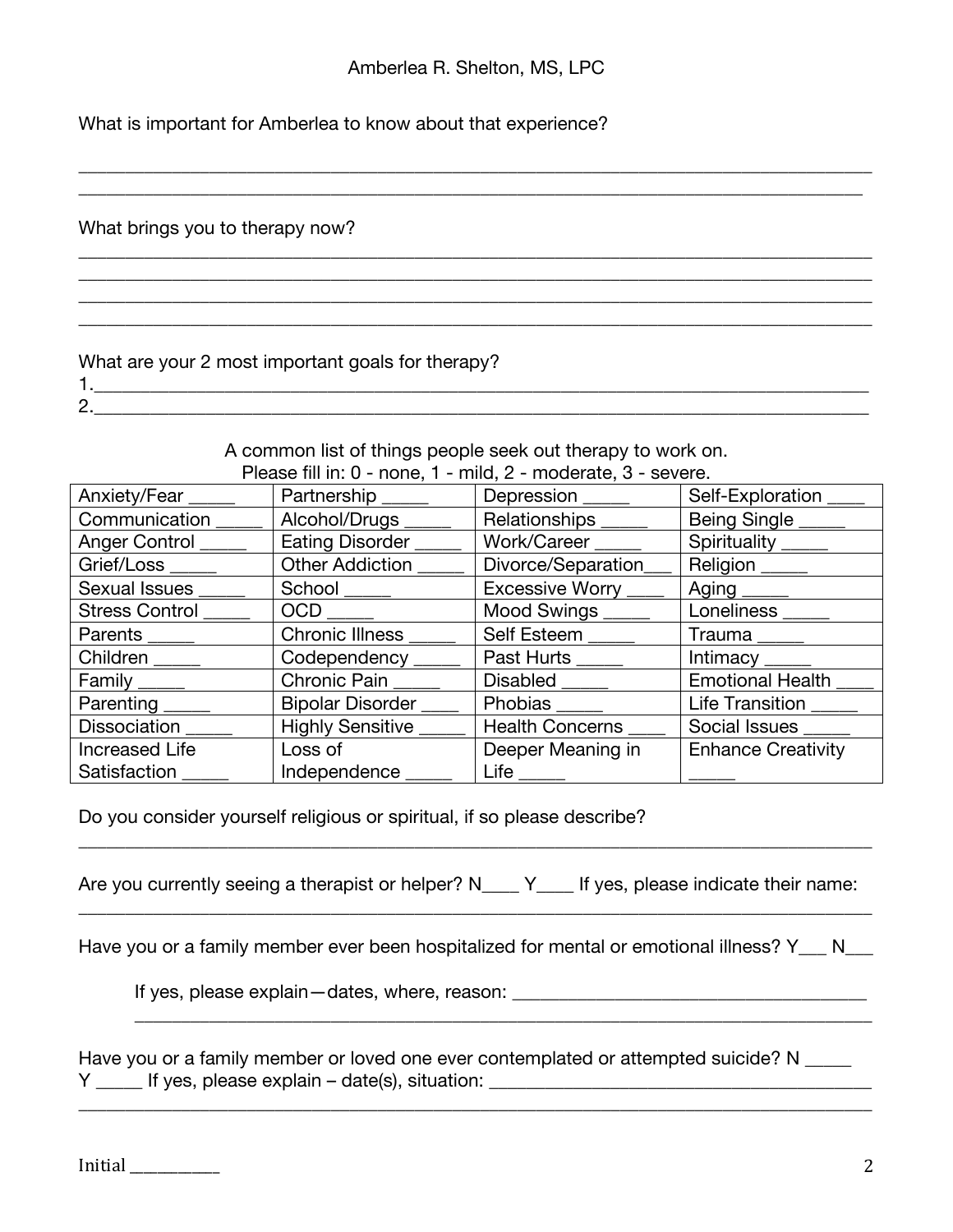What is important for Amberlea to know about that experience?

________________________________________________________________________________________
________________________________________________________________________________________

What brings you to therapy now?

________________________________________________________________________________________
________________________________________________________________________________________
________________________________________________________________________________________
________________________________________________________________________________________

What are your 2 most important goals for therapy?

1.______________________________________________________________________________________
2.______________________________________________________________________________________

A common list of things people seek out therapy to work on.
Please fill in: 0 - none, 1 - mild, 2 - moderate, 3 - severe.

| | | | |
|---|---|---|---|
| Anxiety/Fear _____ | Partnership _____ | Depression _____ | Self-Exploration ____ |
| Communication _____ | Alcohol/Drugs _____ | Relationships _____ | Being Single _____ |
| Anger Control _____ | Eating Disorder _____ | Work/Career _____ | Spirituality _____ |
| Grief/Loss _____ | Other Addiction _____ | Divorce/Separation___ | Religion _____ |
| Sexual Issues _____ | School _____ | Excessive Worry ____ | Aging _____ |
| Stress Control _____ | OCD _____ | Mood Swings _____ | Loneliness _____ |
| Parents _____ | Chronic Illness _____ | Self Esteem _____ | Trauma _____ |
| Children _____ | Codependency _____ | Past Hurts _____ | Intimacy _____ |
| Family _____ | Chronic Pain _____ | Disabled _____ | Emotional Health ____ |
| Parenting _____ | Bipolar Disorder ____ | Phobias _____ | Life Transition _____ |
| Dissociation _____ | Highly Sensitive _____ | Health Concerns ____ | Social Issues _____ |
| Increased Life Satisfaction _____ | Loss of Independence _____ | Deeper Meaning in Life _____ | Enhance Creativity _____ |

Do you consider yourself religious or spiritual, if so please describe?

________________________________________________________________________________________

Are you currently seeing a therapist or helper? N____ Y____ If yes, please indicate their name:

________________________________________________________________________________________

Have you or a family member ever been hospitalized for mental or emotional illness? Y___ N___

If yes, please explain—dates, where, reason: _____________________________________
________________________________________________________________________________

Have you or a family member or loved one ever contemplated or attempted suicide? N _____
Y _____ If yes, please explain – date(s), situation: ________________________________________
________________________________________________________________________________________

Initial __________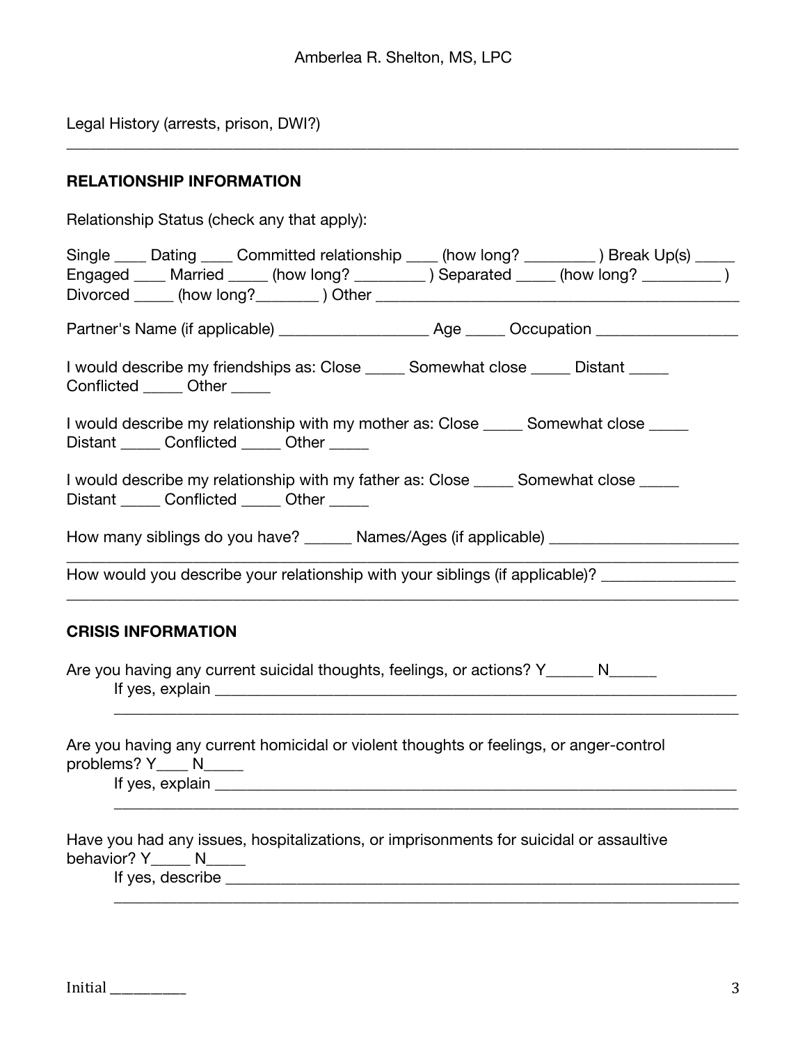Legal History (arrests, prison, DWI?)

______________________________________________________________________________

**RELATIONSHIP INFORMATION**

Relationship Status (check any that apply):

Single ____ Dating ____ Committed relationship ____ (how long? _________ ) Break Up(s) _____
Engaged ____ Married _____ (how long? _________ ) Separated _____ (how long? __________ )
Divorced _____ (how long?________ ) Other _______________________________________________

Partner's Name (if applicable) ___________________ Age _____ Occupation _________________

I would describe my friendships as: Close _____ Somewhat close _____ Distant _____
Conflicted _____ Other _____

I would describe my relationship with my mother as: Close _____ Somewhat close _____
Distant _____ Conflicted _____ Other _____

I would describe my relationship with my father as: Close _____ Somewhat close _____
Distant _____ Conflicted _____ Other _____

How many siblings do you have? ______ Names/Ages (if applicable) _______________________
______________________________________________________________________________

How would you describe your relationship with your siblings (if applicable)? ________________
______________________________________________________________________________

**CRISIS INFORMATION**

Are you having any current suicidal thoughts, feelings, or actions? Y______ N______

If yes, explain ____________________________________________________________________
______________________________________________________________________________

Are you having any current homicidal or violent thoughts or feelings, or anger-control problems? Y____ N_____

If yes, explain ____________________________________________________________________
______________________________________________________________________________

Have you had any issues, hospitalizations, or imprisonments for suicidal or assaultive behavior? Y_____ N_____

If yes, describe ___________________________________________________________________
______________________________________________________________________________

Initial __________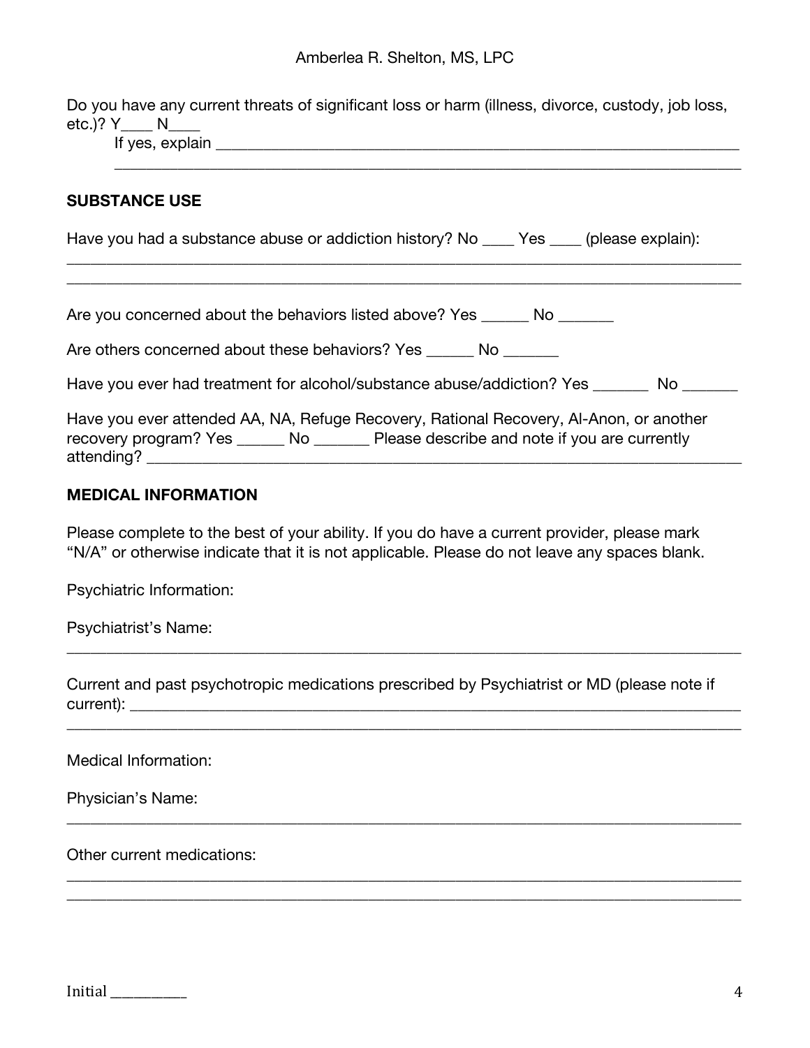Do you have any current threats of significant loss or harm (illness, divorce, custody, job loss, etc.)? Y____ N____

If yes, explain ______________________________________________________________________
______________________________________________________________________________

## SUBSTANCE USE

Have you had a substance abuse or addiction history? No ____ Yes ____ (please explain):
______________________________________________________________________________
______________________________________________________________________________

Are you concerned about the behaviors listed above? Yes ______ No _______

Are others concerned about these behaviors? Yes ______ No _______

Have you ever had treatment for alcohol/substance abuse/addiction? Yes _______ No _______

Have you ever attended AA, NA, Refuge Recovery, Rational Recovery, Al-Anon, or another recovery program? Yes ______ No _______ Please describe and note if you are currently attending? ______________________________________________________________________

## MEDICAL INFORMATION

Please complete to the best of your ability. If you do have a current provider, please mark "N/A" or otherwise indicate that it is not applicable. Please do not leave any spaces blank.

Psychiatric Information:

Psychiatrist's Name:
______________________________________________________________________________

Current and past psychotropic medications prescribed by Psychiatrist or MD (please note if current): ______________________________________________________________________
______________________________________________________________________________

Medical Information:

Physician's Name:
______________________________________________________________________________

Other current medications:
______________________________________________________________________________
______________________________________________________________________________

Initial __________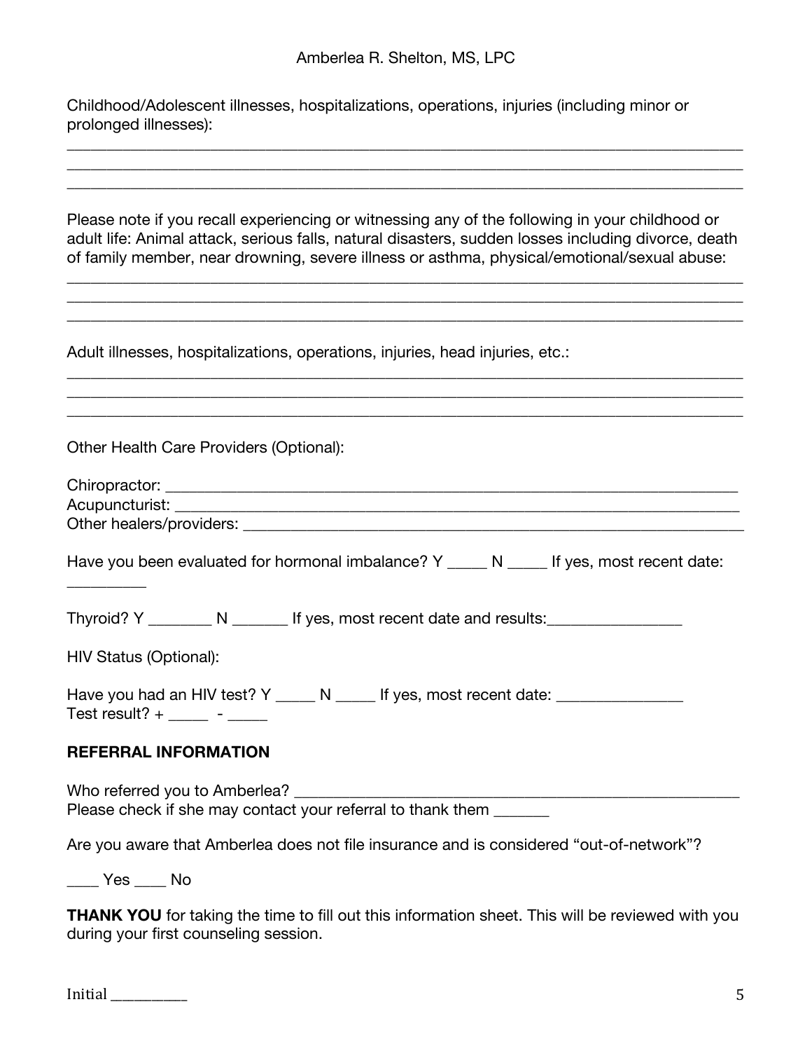Childhood/Adolescent illnesses, hospitalizations, operations, injuries (including minor or prolonged illnesses):

_______________________________________________________________________________
_______________________________________________________________________________
_______________________________________________________________________________

Please note if you recall experiencing or witnessing any of the following in your childhood or adult life: Animal attack, serious falls, natural disasters, sudden losses including divorce, death of family member, near drowning, severe illness or asthma, physical/emotional/sexual abuse:

_______________________________________________________________________________
_______________________________________________________________________________
_______________________________________________________________________________

Adult illnesses, hospitalizations, operations, injuries, head injuries, etc.:

_______________________________________________________________________________
_______________________________________________________________________________
_______________________________________________________________________________

Other Health Care Providers (Optional):

Chiropractor: ______________________________________________________________
Acupuncturist: _____________________________________________________________
Other healers/providers: _____________________________________________________

Have you been evaluated for hormonal imbalance? Y _____ N _____ If yes, most recent date: __________

Thyroid? Y ________ N _______ If yes, most recent date and results:________________

HIV Status (Optional):

Have you had an HIV test? Y _____ N _____ If yes, most recent date: _______________
Test result? + _____ - _____

**REFERRAL INFORMATION**

Who referred you to Amberlea? ________________________________________________
Please check if she may contact your referral to thank them _______

Are you aware that Amberlea does not file insurance and is considered "out-of-network"?

____ Yes ____ No

**THANK YOU** for taking the time to fill out this information sheet. This will be reviewed with you during your first counseling session.

Initial __________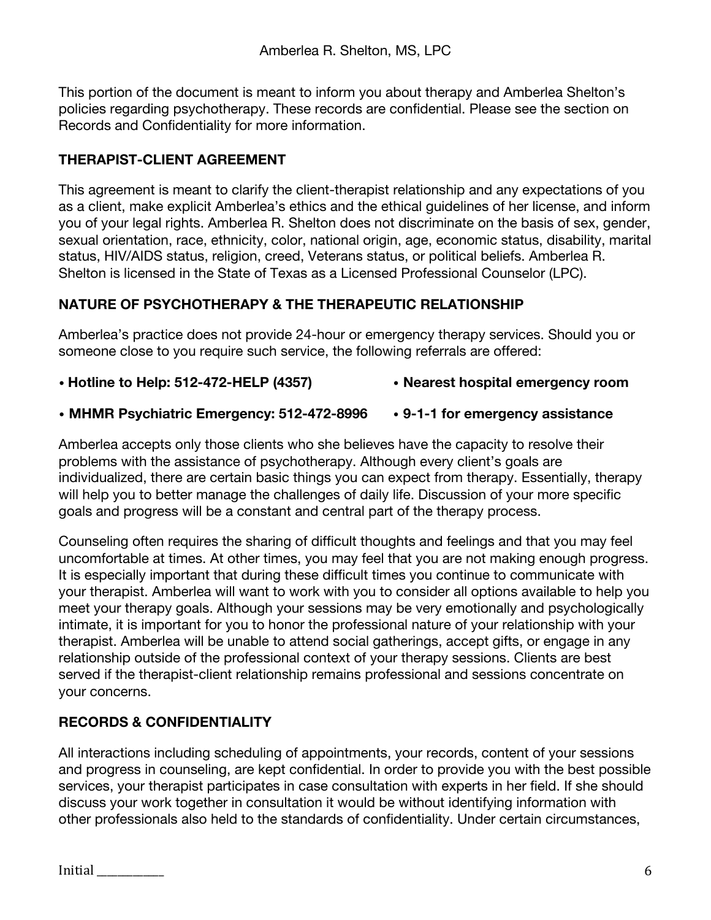This portion of the document is meant to inform you about therapy and Amberlea Shelton's policies regarding psychotherapy. These records are confidential. Please see the section on Records and Confidentiality for more information.

## THERAPIST-CLIENT AGREEMENT

This agreement is meant to clarify the client-therapist relationship and any expectations of you as a client, make explicit Amberlea's ethics and the ethical guidelines of her license, and inform you of your legal rights. Amberlea R. Shelton does not discriminate on the basis of sex, gender, sexual orientation, race, ethnicity, color, national origin, age, economic status, disability, marital status, HIV/AIDS status, religion, creed, Veterans status, or political beliefs. Amberlea R. Shelton is licensed in the State of Texas as a Licensed Professional Counselor (LPC).

## NATURE OF PSYCHOTHERAPY & THE THERAPEUTIC RELATIONSHIP

Amberlea's practice does not provide 24-hour or emergency therapy services. Should you or someone close to you require such service, the following referrals are offered:

- **Hotline to Help: 512-472-HELP (4357)**
- **Nearest hospital emergency room**
- **MHMR Psychiatric Emergency: 512-472-8996**
- **9-1-1 for emergency assistance**

Amberlea accepts only those clients who she believes have the capacity to resolve their problems with the assistance of psychotherapy. Although every client's goals are individualized, there are certain basic things you can expect from therapy. Essentially, therapy will help you to better manage the challenges of daily life. Discussion of your more specific goals and progress will be a constant and central part of the therapy process.

Counseling often requires the sharing of difficult thoughts and feelings and that you may feel uncomfortable at times. At other times, you may feel that you are not making enough progress. It is especially important that during these difficult times you continue to communicate with your therapist. Amberlea will want to work with you to consider all options available to help you meet your therapy goals. Although your sessions may be very emotionally and psychologically intimate, it is important for you to honor the professional nature of your relationship with your therapist. Amberlea will be unable to attend social gatherings, accept gifts, or engage in any relationship outside of the professional context of your therapy sessions. Clients are best served if the therapist-client relationship remains professional and sessions concentrate on your concerns.

## RECORDS & CONFIDENTIALITY

All interactions including scheduling of appointments, your records, content of your sessions and progress in counseling, are kept confidential. In order to provide you with the best possible services, your therapist participates in case consultation with experts in her field. If she should discuss your work together in consultation it would be without identifying information with other professionals also held to the standards of confidentiality. Under certain circumstances,

Initial ___________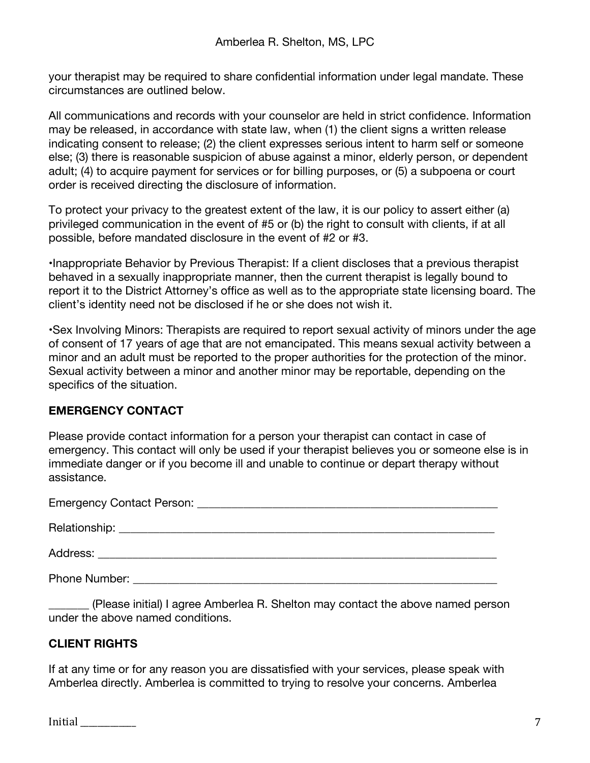your therapist may be required to share confidential information under legal mandate. These circumstances are outlined below.

All communications and records with your counselor are held in strict confidence. Information may be released, in accordance with state law, when (1) the client signs a written release indicating consent to release; (2) the client expresses serious intent to harm self or someone else; (3) there is reasonable suspicion of abuse against a minor, elderly person, or dependent adult; (4) to acquire payment for services or for billing purposes, or (5) a subpoena or court order is received directing the disclosure of information.

To protect your privacy to the greatest extent of the law, it is our policy to assert either (a) privileged communication in the event of #5 or (b) the right to consult with clients, if at all possible, before mandated disclosure in the event of #2 or #3.

•Inappropriate Behavior by Previous Therapist: If a client discloses that a previous therapist behaved in a sexually inappropriate manner, then the current therapist is legally bound to report it to the District Attorney's office as well as to the appropriate state licensing board. The client's identity need not be disclosed if he or she does not wish it.

•Sex Involving Minors: Therapists are required to report sexual activity of minors under the age of consent of 17 years of age that are not emancipated. This means sexual activity between a minor and an adult must be reported to the proper authorities for the protection of the minor. Sexual activity between a minor and another minor may be reportable, depending on the specifics of the situation.

## EMERGENCY CONTACT

Please provide contact information for a person your therapist can contact in case of emergency. This contact will only be used if your therapist believes you or someone else is in immediate danger or if you become ill and unable to continue or depart therapy without assistance.

Emergency Contact Person: _____________________________________________________

Relationship: ______________________________________________________________

Address: _________________________________________________________________

Phone Number: ____________________________________________________________

_______ (Please initial) I agree Amberlea R. Shelton may contact the above named person under the above named conditions.

## CLIENT RIGHTS

If at any time or for any reason you are dissatisfied with your services, please speak with Amberlea directly. Amberlea is committed to trying to resolve your concerns. Amberlea

Initial __________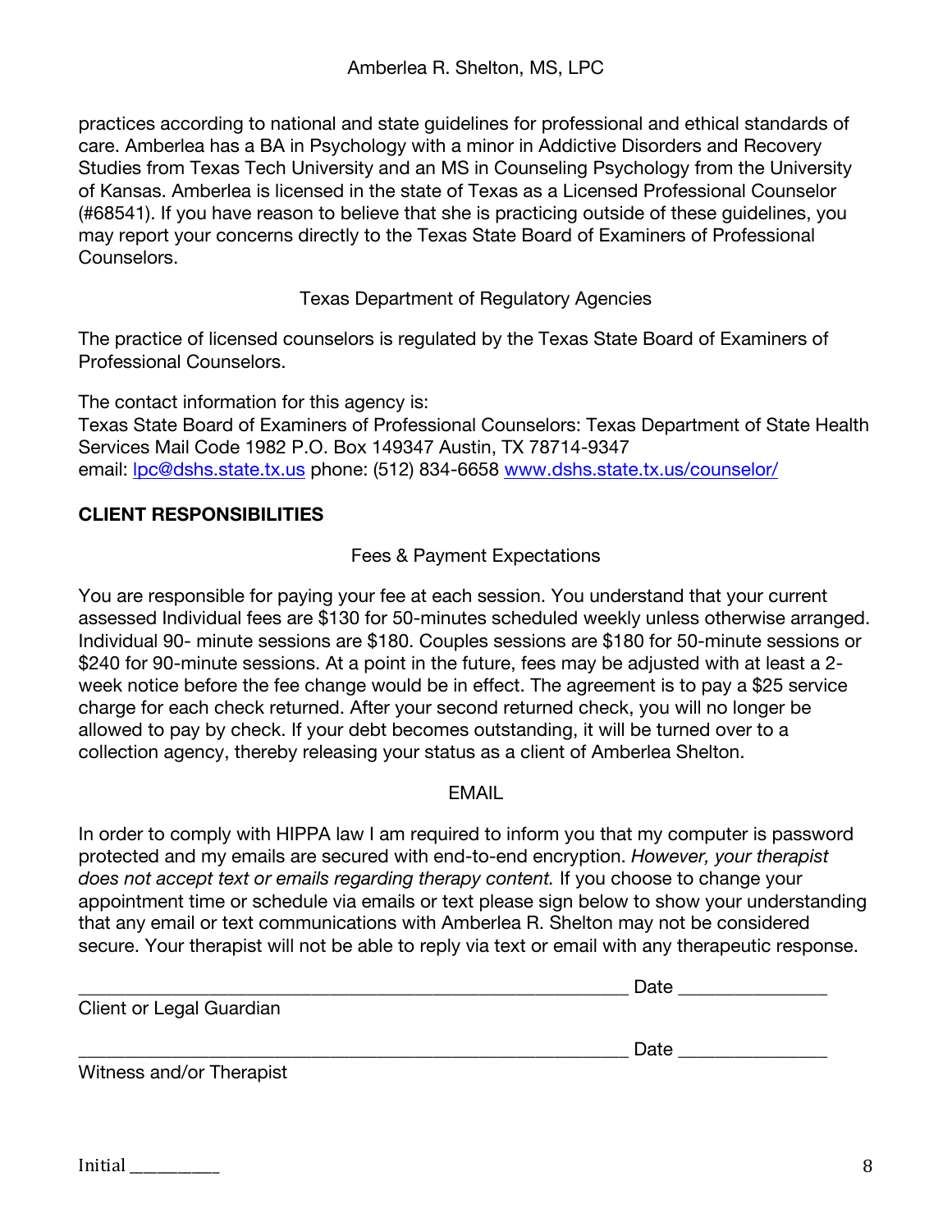practices according to national and state guidelines for professional and ethical standards of care. Amberlea has a BA in Psychology with a minor in Addictive Disorders and Recovery Studies from Texas Tech University and an MS in Counseling Psychology from the University of Kansas. Amberlea is licensed in the state of Texas as a Licensed Professional Counselor (#68541). If you have reason to believe that she is practicing outside of these guidelines, you may report your concerns directly to the Texas State Board of Examiners of Professional Counselors.

Texas Department of Regulatory Agencies

The practice of licensed counselors is regulated by the Texas State Board of Examiners of Professional Counselors.

The contact information for this agency is:
Texas State Board of Examiners of Professional Counselors: Texas Department of State Health Services Mail Code 1982 P.O. Box 149347 Austin, TX 78714-9347
email: lpc@dshs.state.tx.us phone: (512) 834-6658 www.dshs.state.tx.us/counselor/

**CLIENT RESPONSIBILITIES**

Fees & Payment Expectations

You are responsible for paying your fee at each session. You understand that your current assessed Individual fees are $130 for 50-minutes scheduled weekly unless otherwise arranged. Individual 90- minute sessions are $180. Couples sessions are $180 for 50-minute sessions or $240 for 90-minute sessions. At a point in the future, fees may be adjusted with at least a 2-week notice before the fee change would be in effect. The agreement is to pay a $25 service charge for each check returned. After your second returned check, you will no longer be allowed to pay by check. If your debt becomes outstanding, it will be turned over to a collection agency, thereby releasing your status as a client of Amberlea Shelton.

EMAIL

In order to comply with HIPPA law I am required to inform you that my computer is password protected and my emails are secured with end-to-end encryption. *However, your therapist does not accept text or emails regarding therapy content.* If you choose to change your appointment time or schedule via emails or text please sign below to show your understanding that any email or text communications with Amberlea R. Shelton may not be considered secure. Your therapist will not be able to reply via text or email with any therapeutic response.

_______________________________________________________ Date _______________
Client or Legal Guardian

_______________________________________________________ Date _______________
Witness and/or Therapist

Initial __________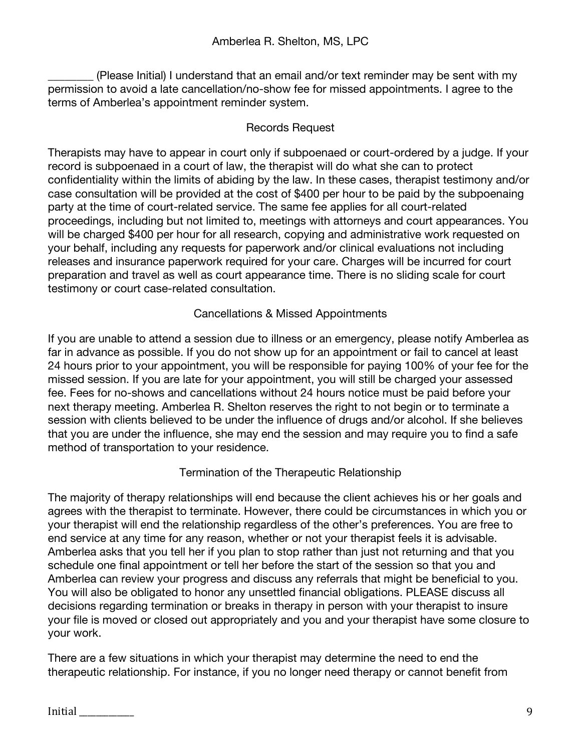________ (Please Initial) I understand that an email and/or text reminder may be sent with my permission to avoid a late cancellation/no-show fee for missed appointments. I agree to the terms of Amberlea's appointment reminder system.

## Records Request

Therapists may have to appear in court only if subpoenaed or court-ordered by a judge. If your record is subpoenaed in a court of law, the therapist will do what she can to protect confidentiality within the limits of abiding by the law. In these cases, therapist testimony and/or case consultation will be provided at the cost of $400 per hour to be paid by the subpoenaing party at the time of court-related service. The same fee applies for all court-related proceedings, including but not limited to, meetings with attorneys and court appearances. You will be charged $400 per hour for all research, copying and administrative work requested on your behalf, including any requests for paperwork and/or clinical evaluations not including releases and insurance paperwork required for your care. Charges will be incurred for court preparation and travel as well as court appearance time. There is no sliding scale for court testimony or court case-related consultation.

## Cancellations & Missed Appointments

If you are unable to attend a session due to illness or an emergency, please notify Amberlea as far in advance as possible. If you do not show up for an appointment or fail to cancel at least 24 hours prior to your appointment, you will be responsible for paying 100% of your fee for the missed session. If you are late for your appointment, you will still be charged your assessed fee. Fees for no-shows and cancellations without 24 hours notice must be paid before your next therapy meeting. Amberlea R. Shelton reserves the right to not begin or to terminate a session with clients believed to be under the influence of drugs and/or alcohol. If she believes that you are under the influence, she may end the session and may require you to find a safe method of transportation to your residence.

## Termination of the Therapeutic Relationship

The majority of therapy relationships will end because the client achieves his or her goals and agrees with the therapist to terminate. However, there could be circumstances in which you or your therapist will end the relationship regardless of the other's preferences. You are free to end service at any time for any reason, whether or not your therapist feels it is advisable. Amberlea asks that you tell her if you plan to stop rather than just not returning and that you schedule one final appointment or tell her before the start of the session so that you and Amberlea can review your progress and discuss any referrals that might be beneficial to you. You will also be obligated to honor any unsettled financial obligations. PLEASE discuss all decisions regarding termination or breaks in therapy in person with your therapist to insure your file is moved or closed out appropriately and you and your therapist have some closure to your work.

There are a few situations in which your therapist may determine the need to end the therapeutic relationship. For instance, if you no longer need therapy or cannot benefit from

Initial __________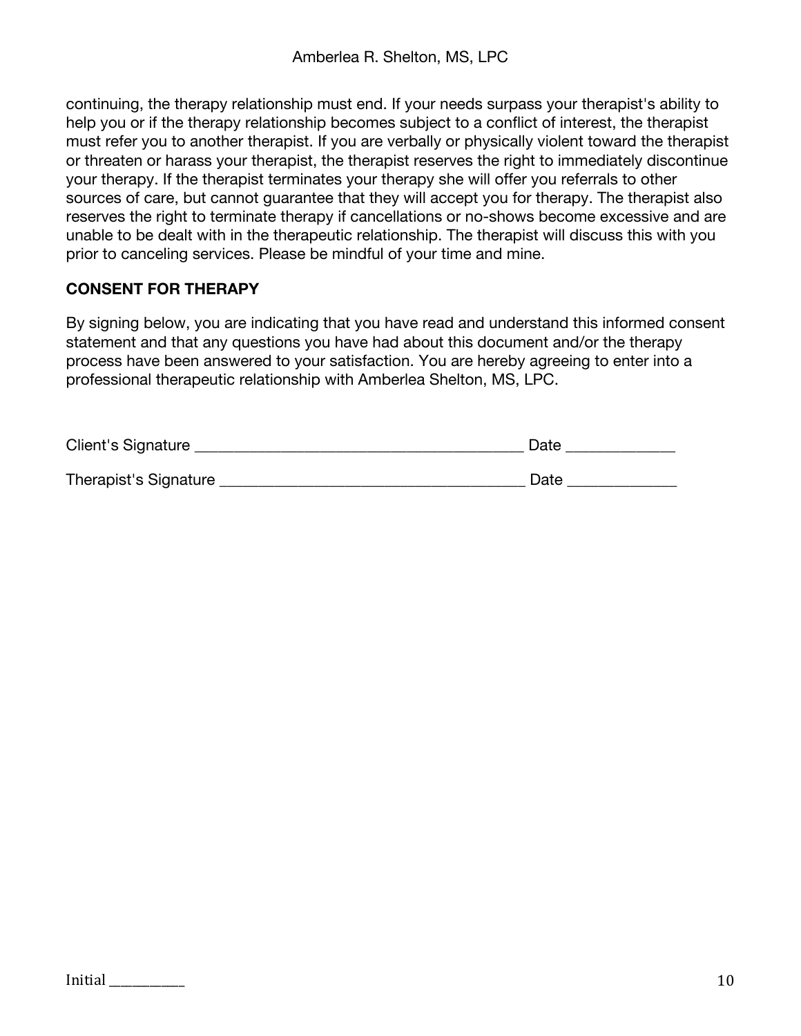continuing, the therapy relationship must end. If your needs surpass your therapist's ability to help you or if the therapy relationship becomes subject to a conflict of interest, the therapist must refer you to another therapist. If you are verbally or physically violent toward the therapist or threaten or harass your therapist, the therapist reserves the right to immediately discontinue your therapy. If the therapist terminates your therapy she will offer you referrals to other sources of care, but cannot guarantee that they will accept you for therapy. The therapist also reserves the right to terminate therapy if cancellations or no-shows become excessive and are unable to be dealt with in the therapeutic relationship. The therapist will discuss this with you prior to canceling services. Please be mindful of your time and mine.

**CONSENT FOR THERAPY**

By signing below, you are indicating that you have read and understand this informed consent statement and that any questions you have had about this document and/or the therapy process have been answered to your satisfaction. You are hereby agreeing to enter into a professional therapeutic relationship with Amberlea Shelton, MS, LPC.

Client's Signature ________________________________________ Date _____________

Therapist's Signature _____________________________________ Date _____________

Initial __________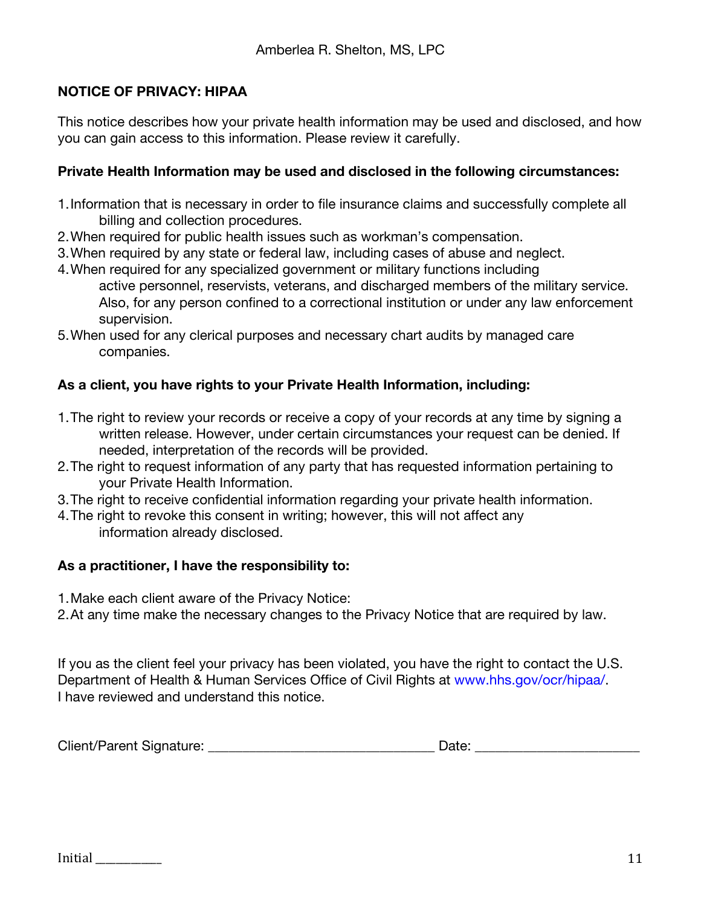## NOTICE OF PRIVACY: HIPAA

This notice describes how your private health information may be used and disclosed, and how you can gain access to this information. Please review it carefully.

**Private Health Information may be used and disclosed in the following circumstances:**

1. Information that is necessary in order to file insurance claims and successfully complete all billing and collection procedures.
2. When required for public health issues such as workman's compensation.
3. When required by any state or federal law, including cases of abuse and neglect.
4. When required for any specialized government or military functions including active personnel, reservists, veterans, and discharged members of the military service. Also, for any person confined to a correctional institution or under any law enforcement supervision.
5. When used for any clerical purposes and necessary chart audits by managed care companies.

**As a client, you have rights to your Private Health Information, including:**

1. The right to review your records or receive a copy of your records at any time by signing a written release. However, under certain circumstances your request can be denied. If needed, interpretation of the records will be provided.
2. The right to request information of any party that has requested information pertaining to your Private Health Information.
3. The right to receive confidential information regarding your private health information.
4. The right to revoke this consent in writing; however, this will not affect any information already disclosed.

**As a practitioner, I have the responsibility to:**

1. Make each client aware of the Privacy Notice:
2. At any time make the necessary changes to the Privacy Notice that are required by law.

If you as the client feel your privacy has been violated, you have the right to contact the U.S. Department of Health & Human Services Office of Civil Rights at www.hhs.gov/ocr/hipaa/.
I have reviewed and understand this notice.

Client/Parent Signature: ________________________________ Date: _______________________

Initial __________